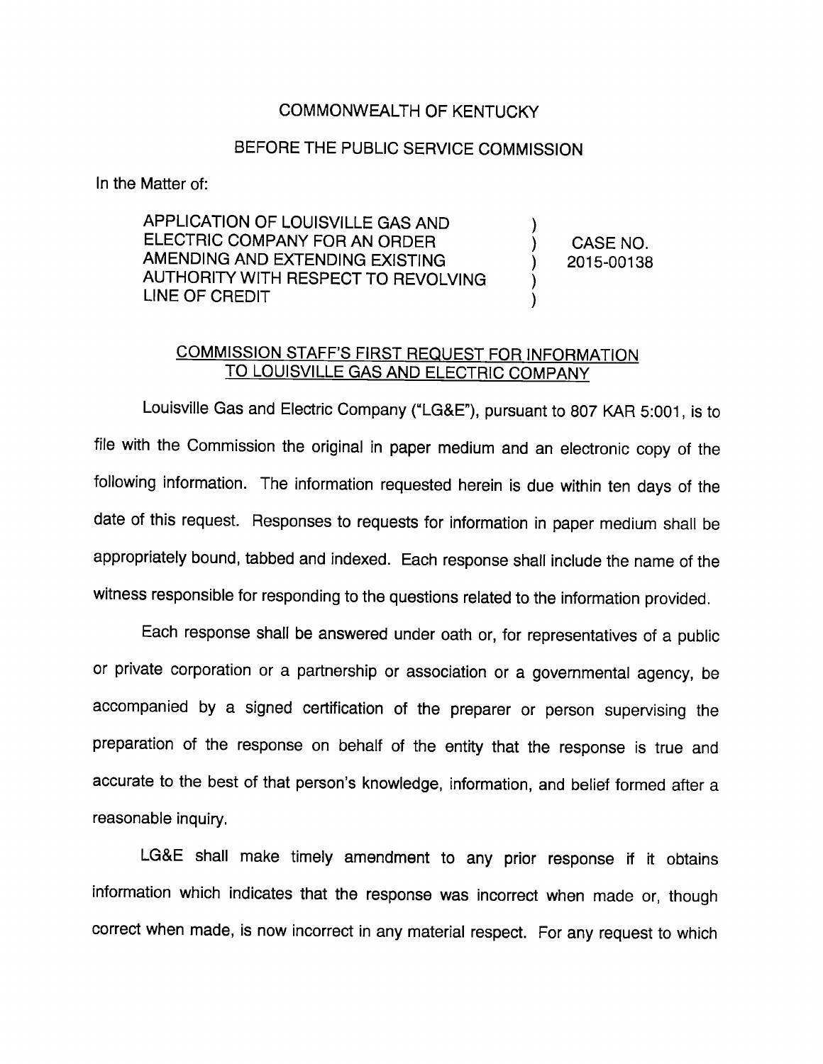COMMONWEALTH OF KENTUCKY

BEFORE THE PUBLIC SERVICE COMMISSION

In the Matter of:

| | | |
|---|---|---|
| APPLICATION OF LOUISVILLE GAS AND ELECTRIC COMPANY FOR AN ORDER AMENDING AND EXTENDING EXISTING AUTHORITY WITH RESPECT TO REVOLVING LINE OF CREDIT | ) ) ) ) ) | CASE NO. 2015-00138 |

## COMMISSION STAFF'S FIRST REQUEST FOR INFORMATION TO LOUISVILLE GAS AND ELECTRIC COMPANY

Louisville Gas and Electric Company ("LG&E"), pursuant to 807 KAR 5:001, is to file with the Commission the original in paper medium and an electronic copy of the following information. The information requested herein is due within ten days of the date of this request. Responses to requests for information in paper medium shall be appropriately bound, tabbed and indexed. Each response shall include the name of the witness responsible for responding to the questions related to the information provided.

Each response shall be answered under oath or, for representatives of a public or private corporation or a partnership or association or a governmental agency, be accompanied by a signed certification of the preparer or person supervising the preparation of the response on behalf of the entity that the response is true and accurate to the best of that person's knowledge, information, and belief formed after a reasonable inquiry.

LG&E shall make timely amendment to any prior response if it obtains information which indicates that the response was incorrect when made or, though correct when made, is now incorrect in any material respect. For any request to which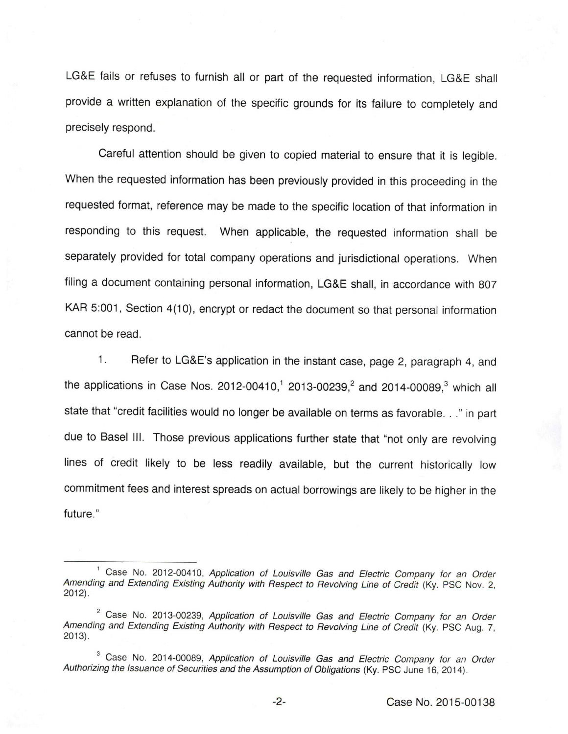LG&E fails or refuses to furnish all or part of the requested information, LG&E shall provide a written explanation of the specific grounds for its failure to completely and precisely respond.

Careful attention should be given to copied material to ensure that it is legible. When the requested information has been previously provided in this proceeding in the requested format, reference may be made to the specific location of that information in responding to this request. When applicable, the requested information shall be separately provided for total company operations and jurisdictional operations. When filing a document containing personal information, LG&E shall, in accordance with 807 KAR 5:001, Section 4(10), encrypt or redact the document so that personal information cannot be read.

1. Refer to LG&E's application in the instant case, page 2, paragraph 4, and the applications in Case Nos. 2012-00410,[1] 2013-00239,[2] and 2014-00089,[3] which all state that "credit facilities would no longer be available on terms as favorable. . ." in part due to Basel III. Those previous applications further state that "not only are revolving lines of credit likely to be less readily available, but the current historically low commitment fees and interest spreads on actual borrowings are likely to be higher in the future."

---

[1] Case No. 2012-00410, *Application of Louisville Gas and Electric Company for an Order Amending and Extending Existing Authority with Respect to Revolving Line of Credit* (Ky. PSC Nov. 2, 2012).

[2] Case No. 2013-00239, *Application of Louisville Gas and Electric Company for an Order Amending and Extending Existing Authority with Respect to Revolving Line of Credit* (Ky. PSC Aug. 7, 2013).

[3] Case No. 2014-00089, *Application of Louisville Gas and Electric Company for an Order Authorizing the Issuance of Securities and the Assumption of Obligations* (Ky. PSC June 16, 2014).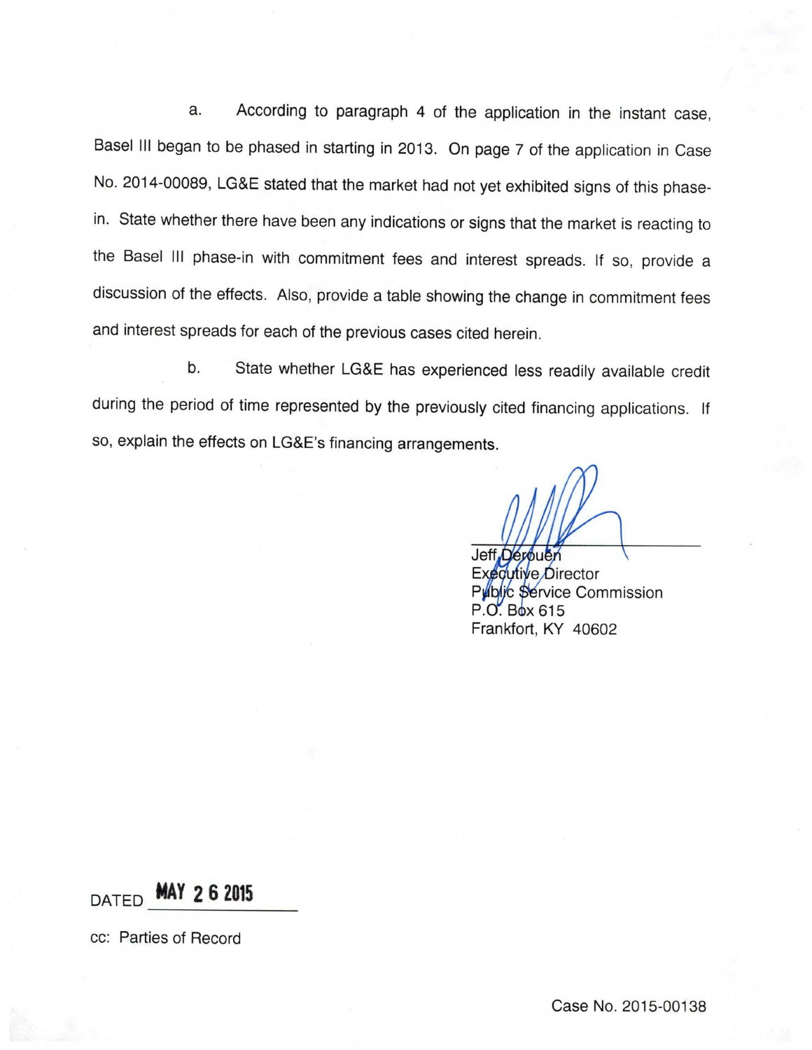a. According to paragraph 4 of the application in the instant case, Basel III began to be phased in starting in 2013. On page 7 of the application in Case No. 2014-00089, LG&E stated that the market had not yet exhibited signs of this phase-in. State whether there have been any indications or signs that the market is reacting to the Basel III phase-in with commitment fees and interest spreads. If so, provide a discussion of the effects. Also, provide a table showing the change in commitment fees and interest spreads for each of the previous cases cited herein.

b. State whether LG&E has experienced less readily available credit during the period of time represented by the previously cited financing applications. If so, explain the effects on LG&E's financing arrangements.

Jeff Derouen
Executive Director
Public Service Commission
P.O. Box 615
Frankfort, KY 40602

DATED MAY 26 2015

cc: Parties of Record

Case No. 2015-00138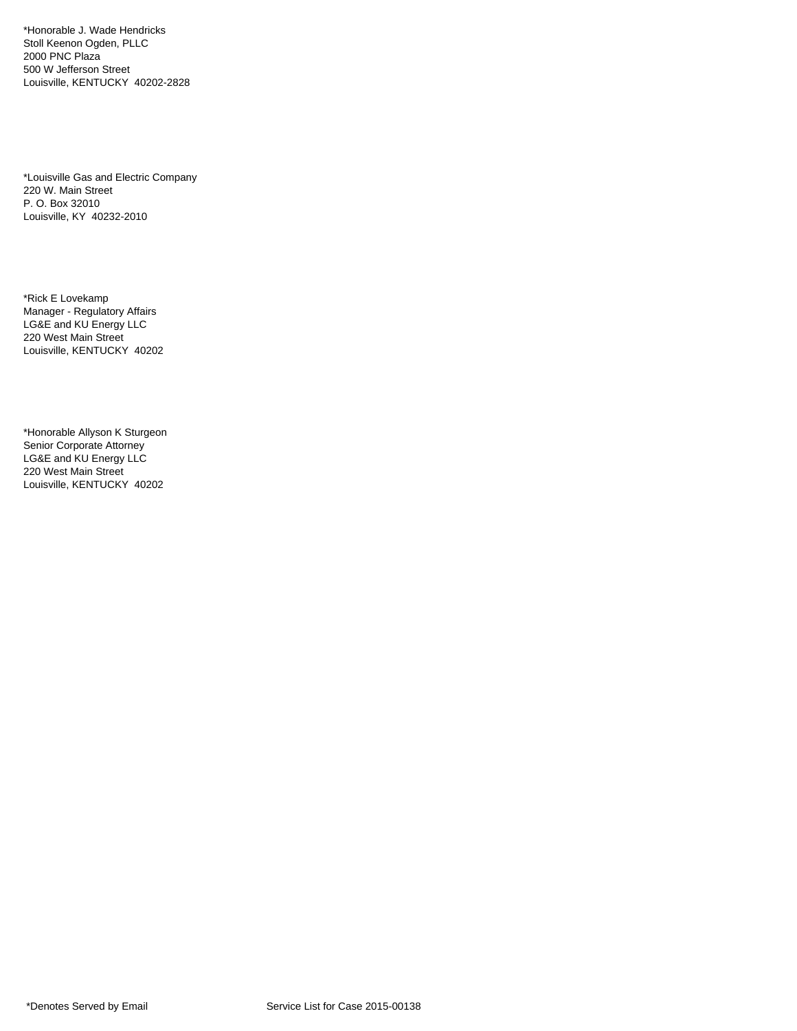*Honorable J. Wade Hendricks
Stoll Keenon Ogden, PLLC
2000 PNC Plaza
500 W Jefferson Street
Louisville, KENTUCKY  40202-2828

*Louisville Gas and Electric Company
220 W. Main Street
P. O. Box 32010
Louisville, KY  40232-2010

*Rick E Lovekamp
Manager - Regulatory Affairs
LG&E and KU Energy LLC
220 West Main Street
Louisville, KENTUCKY  40202

*Honorable Allyson K Sturgeon
Senior Corporate Attorney
LG&E and KU Energy LLC
220 West Main Street
Louisville, KENTUCKY  40202

*Denotes Served by Email

Service List for Case 2015-00138